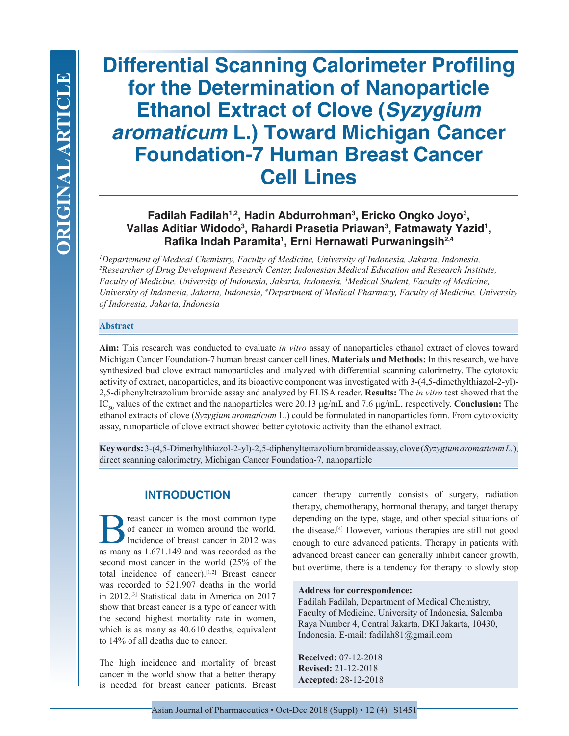ORIGINAL ARTICLE

# Differential Scanning Calorimeter Profiling for the Determination of Nanoparticle Ethanol Extract of Clove (*Syzygium aromaticum* L.) Toward Michigan Cancer Foundation-7 Human Breast Cancer Cell Lines

**Fadilah Fadilah[1,2], Hadin Abdurrohman[3], Ericko Ongko Joyo[3], Vallas Aditiar Widodo[3], Rahardi Prasetia Priawan[3], Fatmawaty Yazid[1], Rafika Indah Paramita[1], Erni Hernawati Purwaningsih[2,4]**

*[1]Departement of Medical Chemistry, Faculty of Medicine, University of Indonesia, Jakarta, Indonesia, [2]Researcher of Drug Development Research Center, Indonesian Medical Education and Research Institute, Faculty of Medicine, University of Indonesia, Jakarta, Indonesia, [3]Medical Student, Faculty of Medicine, University of Indonesia, Jakarta, Indonesia, [4]Department of Medical Pharmacy, Faculty of Medicine, University of Indonesia, Jakarta, Indonesia*

## Abstract

**Aim:** This research was conducted to evaluate *in vitro* assay of nanoparticles ethanol extract of cloves toward Michigan Cancer Foundation-7 human breast cancer cell lines. **Materials and Methods:** In this research, we have synthesized bud clove extract nanoparticles and analyzed with differential scanning calorimetry. The cytotoxic activity of extract, nanoparticles, and its bioactive component was investigated with 3-(4,5-dimethylthiazol-2-yl)-2,5-diphenyltetrazolium bromide assay and analyzed by ELISA reader. **Results:** The *in vitro* test showed that the $IC_{50}$ values of the extract and the nanoparticles were 20.13 μg/mL and 7.6 μg/mL, respectively. **Conclusion:** The ethanol extracts of clove (*Syzygium aromaticum* L.) could be formulated in nanoparticles form. From cytotoxicity assay, nanoparticle of clove extract showed better cytotoxic activity than the ethanol extract.

**Keywords:** 3-(4,5-Dimethylthiazol-2-yl)-2,5-diphenyltetrazolium bromide assay, clove (*Syzygium aromaticum L.*), direct scanning calorimetry, Michigan Cancer Foundation-7, nanoparticle

**Address for correspondence:**
Fadilah Fadilah, Department of Medical Chemistry, Faculty of Medicine, University of Indonesia, Salemba Raya Number 4, Central Jakarta, DKI Jakarta, 10430, Indonesia. E-mail: fadilah81@gmail.com

**Received:** 07-12-2018
**Revised:** 21-12-2018
**Accepted:** 28-12-2018

## INTRODUCTION

Breast cancer is the most common type of cancer in women around the world. Incidence of breast cancer in 2012 was as many as 1.671.149 and was recorded as the second most cancer in the world (25% of the total incidence of cancer).[1,2] Breast cancer was recorded to 521.907 deaths in the world in 2012.[3] Statistical data in America on 2017 show that breast cancer is a type of cancer with the second highest mortality rate in women, which is as many as 40.610 deaths, equivalent to 14% of all deaths due to cancer.

The high incidence and mortality of breast cancer in the world show that a better therapy is needed for breast cancer patients. Breast cancer therapy currently consists of surgery, radiation therapy, chemotherapy, hormonal therapy, and target therapy depending on the type, stage, and other special situations of the disease.[4] However, various therapies are still not good enough to cure advanced patients. Therapy in patients with advanced breast cancer can generally inhibit cancer growth, but overtime, there is a tendency for therapy to slowly stop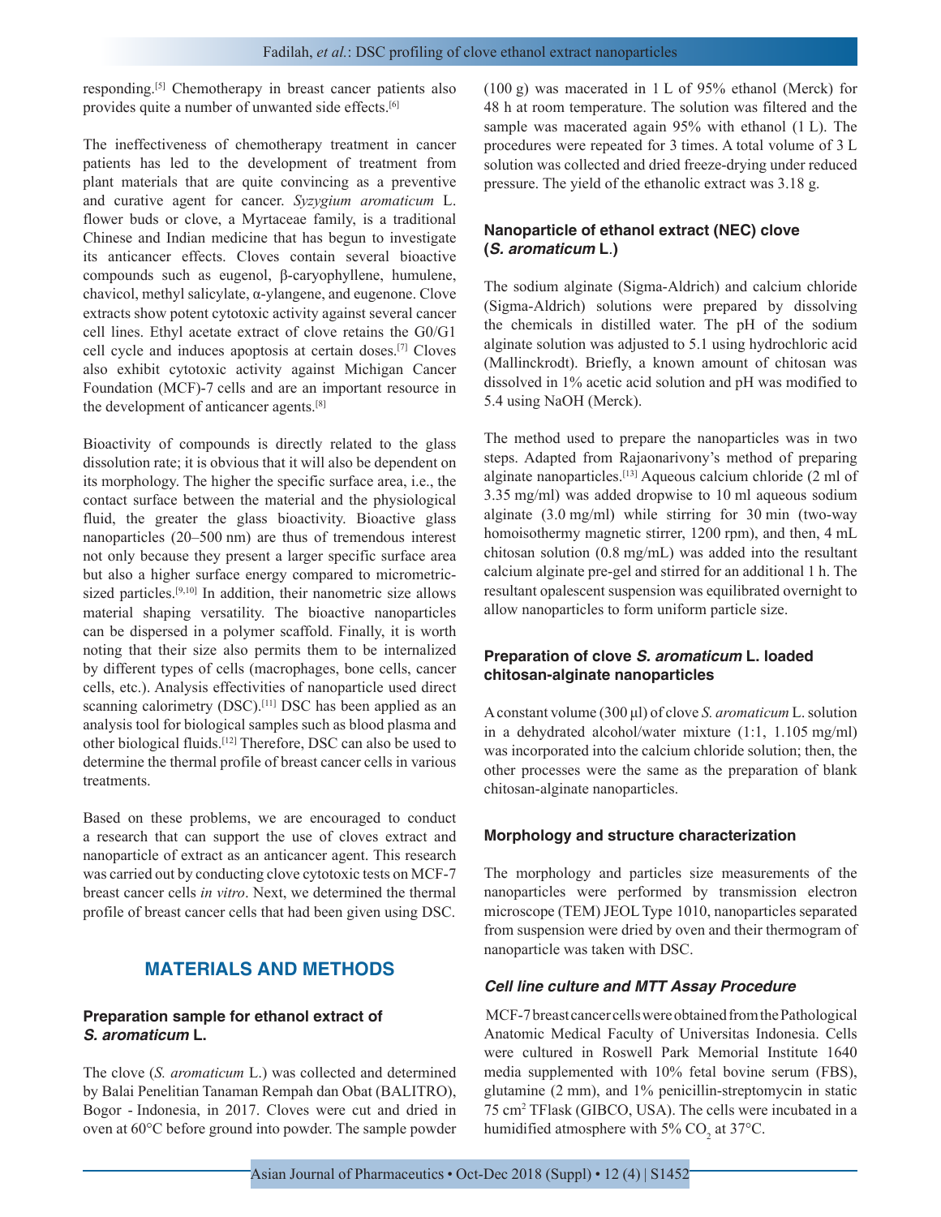responding.[5] Chemotherapy in breast cancer patients also provides quite a number of unwanted side effects.[6]

The ineffectiveness of chemotherapy treatment in cancer patients has led to the development of treatment from plant materials that are quite convincing as a preventive and curative agent for cancer. *Syzygium aromaticum* L. flower buds or clove, a Myrtaceae family, is a traditional Chinese and Indian medicine that has begun to investigate its anticancer effects. Cloves contain several bioactive compounds such as eugenol, β-caryophyllene, humulene, chavicol, methyl salicylate, α-ylangene, and eugenone. Clove extracts show potent cytotoxic activity against several cancer cell lines. Ethyl acetate extract of clove retains the G0/G1 cell cycle and induces apoptosis at certain doses.[7] Cloves also exhibit cytotoxic activity against Michigan Cancer Foundation (MCF)-7 cells and are an important resource in the development of anticancer agents.[8]

Bioactivity of compounds is directly related to the glass dissolution rate; it is obvious that it will also be dependent on its morphology. The higher the specific surface area, i.e., the contact surface between the material and the physiological fluid, the greater the glass bioactivity. Bioactive glass nanoparticles (20–500 nm) are thus of tremendous interest not only because they present a larger specific surface area but also a higher surface energy compared to micrometric-sized particles.[9,10] In addition, their nanometric size allows material shaping versatility. The bioactive nanoparticles can be dispersed in a polymer scaffold. Finally, it is worth noting that their size also permits them to be internalized by different types of cells (macrophages, bone cells, cancer cells, etc.). Analysis effectivities of nanoparticle used direct scanning calorimetry (DSC).[11] DSC has been applied as an analysis tool for biological samples such as blood plasma and other biological fluids.[12] Therefore, DSC can also be used to determine the thermal profile of breast cancer cells in various treatments.

Based on these problems, we are encouraged to conduct a research that can support the use of cloves extract and nanoparticle of extract as an anticancer agent. This research was carried out by conducting clove cytotoxic tests on MCF-7 breast cancer cells *in vitro*. Next, we determined the thermal profile of breast cancer cells that had been given using DSC.

## MATERIALS AND METHODS

### Preparation sample for ethanol extract of *S. aromaticum* L.

The clove (*S. aromaticum* L.) was collected and determined by Balai Penelitian Tanaman Rempah dan Obat (BALITRO), Bogor - Indonesia, in 2017. Cloves were cut and dried in oven at 60°C before ground into powder. The sample powder (100 g) was macerated in 1 L of 95% ethanol (Merck) for 48 h at room temperature. The solution was filtered and the sample was macerated again 95% with ethanol (1 L). The procedures were repeated for 3 times. A total volume of 3 L solution was collected and dried freeze-drying under reduced pressure. The yield of the ethanolic extract was 3.18 g.

### Nanoparticle of ethanol extract (NEC) clove (*S. aromaticum* L.)

The sodium alginate (Sigma-Aldrich) and calcium chloride (Sigma-Aldrich) solutions were prepared by dissolving the chemicals in distilled water. The pH of the sodium alginate solution was adjusted to 5.1 using hydrochloric acid (Mallinckrodt). Briefly, a known amount of chitosan was dissolved in 1% acetic acid solution and pH was modified to 5.4 using NaOH (Merck).

The method used to prepare the nanoparticles was in two steps. Adapted from Rajaonarivony's method of preparing alginate nanoparticles.[13] Aqueous calcium chloride (2 ml of 3.35 mg/ml) was added dropwise to 10 ml aqueous sodium alginate (3.0 mg/ml) while stirring for 30 min (two-way homoisothermy magnetic stirrer, 1200 rpm), and then, 4 mL chitosan solution (0.8 mg/mL) was added into the resultant calcium alginate pre-gel and stirred for an additional 1 h. The resultant opalescent suspension was equilibrated overnight to allow nanoparticles to form uniform particle size.

### Preparation of clove *S. aromaticum* L. loaded chitosan-alginate nanoparticles

A constant volume (300 µl) of clove *S. aromaticum* L. solution in a dehydrated alcohol/water mixture (1:1, 1.105 mg/ml) was incorporated into the calcium chloride solution; then, the other processes were the same as the preparation of blank chitosan-alginate nanoparticles.

### Morphology and structure characterization

The morphology and particles size measurements of the nanoparticles were performed by transmission electron microscope (TEM) JEOL Type 1010, nanoparticles separated from suspension were dried by oven and their thermogram of nanoparticle was taken with DSC.

### *Cell line culture and MTT Assay Procedure*

MCF-7 breast cancer cells were obtained from the Pathological Anatomic Medical Faculty of Universitas Indonesia. Cells were cultured in Roswell Park Memorial Institute 1640 media supplemented with 10% fetal bovine serum (FBS), glutamine (2 mm), and 1% penicillin-streptomycin in static 75 $cm^2$ TFlask (GIBCO, USA). The cells were incubated in a humidified atmosphere with 5% $CO_2$ at 37°C.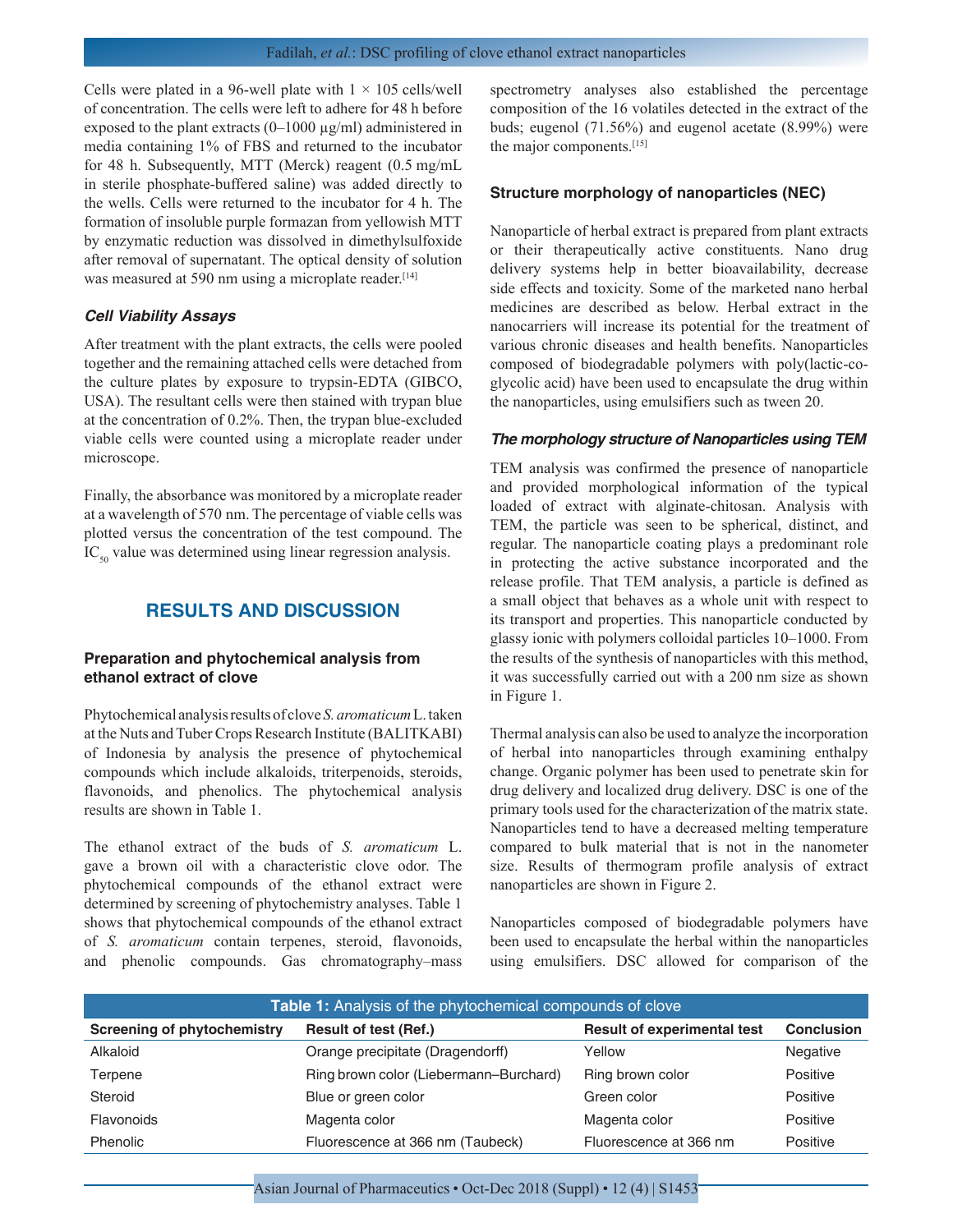Cells were plated in a 96-well plate with $1 \times 105$ cells/well of concentration. The cells were left to adhere for 48 h before exposed to the plant extracts (0–1000 µg/ml) administered in media containing 1% of FBS and returned to the incubator for 48 h. Subsequently, MTT (Merck) reagent (0.5 mg/mL in sterile phosphate-buffered saline) was added directly to the wells. Cells were returned to the incubator for 4 h. The formation of insoluble purple formazan from yellowish MTT by enzymatic reduction was dissolved in dimethylsulfoxide after removal of supernatant. The optical density of solution was measured at 590 nm using a microplate reader.[14]

### *Cell Viability Assays*

After treatment with the plant extracts, the cells were pooled together and the remaining attached cells were detached from the culture plates by exposure to trypsin-EDTA (GIBCO, USA). The resultant cells were then stained with trypan blue at the concentration of 0.2%. Then, the trypan blue-excluded viable cells were counted using a microplate reader under microscope.

Finally, the absorbance was monitored by a microplate reader at a wavelength of 570 nm. The percentage of viable cells was plotted versus the concentration of the test compound. The $IC_{50}$ value was determined using linear regression analysis.

## RESULTS AND DISCUSSION

### Preparation and phytochemical analysis from ethanol extract of clove

Phytochemical analysis results of clove *S. aromaticum* L. taken at the Nuts and Tuber Crops Research Institute (BALITKABI) of Indonesia by analysis the presence of phytochemical compounds which include alkaloids, triterpenoids, steroids, flavonoids, and phenolics. The phytochemical analysis results are shown in Table 1.

The ethanol extract of the buds of *S. aromaticum* L. gave a brown oil with a characteristic clove odor. The phytochemical compounds of the ethanol extract were determined by screening of phytochemistry analyses. Table 1 shows that phytochemical compounds of the ethanol extract of *S. aromaticum* contain terpenes, steroid, flavonoids, and phenolic compounds. Gas chromatography–mass spectrometry analyses also established the percentage composition of the 16 volatiles detected in the extract of the buds; eugenol (71.56%) and eugenol acetate (8.99%) were the major components.[15]

### Structure morphology of nanoparticles (NEC)

Nanoparticle of herbal extract is prepared from plant extracts or their therapeutically active constituents. Nano drug delivery systems help in better bioavailability, decrease side effects and toxicity. Some of the marketed nano herbal medicines are described as below. Herbal extract in the nanocarriers will increase its potential for the treatment of various chronic diseases and health benefits. Nanoparticles composed of biodegradable polymers with poly(lactic-co-glycolic acid) have been used to encapsulate the drug within the nanoparticles, using emulsifiers such as tween 20.

### *The morphology structure of Nanoparticles using TEM*

TEM analysis was confirmed the presence of nanoparticle and provided morphological information of the typical loaded of extract with alginate-chitosan. Analysis with TEM, the particle was seen to be spherical, distinct, and regular. The nanoparticle coating plays a predominant role in protecting the active substance incorporated and the release profile. That TEM analysis, a particle is defined as a small object that behaves as a whole unit with respect to its transport and properties. This nanoparticle conducted by glassy ionic with polymers colloidal particles 10–1000. From the results of the synthesis of nanoparticles with this method, it was successfully carried out with a 200 nm size as shown in Figure 1.

Thermal analysis can also be used to analyze the incorporation of herbal into nanoparticles through examining enthalpy change. Organic polymer has been used to penetrate skin for drug delivery and localized drug delivery. DSC is one of the primary tools used for the characterization of the matrix state. Nanoparticles tend to have a decreased melting temperature compared to bulk material that is not in the nanometer size. Results of thermogram profile analysis of extract nanoparticles are shown in Figure 2.

Nanoparticles composed of biodegradable polymers have been used to encapsulate the herbal within the nanoparticles using emulsifiers. DSC allowed for comparison of the

**Table 1:** Analysis of the phytochemical compounds of clove

| Screening of phytochemistry | Result of test (Ref.) | Result of experimental test | Conclusion |
|---|---|---|---|
| Alkaloid | Orange precipitate (Dragendorff) | Yellow | Negative |
| Terpene | Ring brown color (Liebermann–Burchard) | Ring brown color | Positive |
| Steroid | Blue or green color | Green color | Positive |
| Flavonoids | Magenta color | Magenta color | Positive |
| Phenolic | Fluorescence at 366 nm (Taubeck) | Fluorescence at 366 nm | Positive |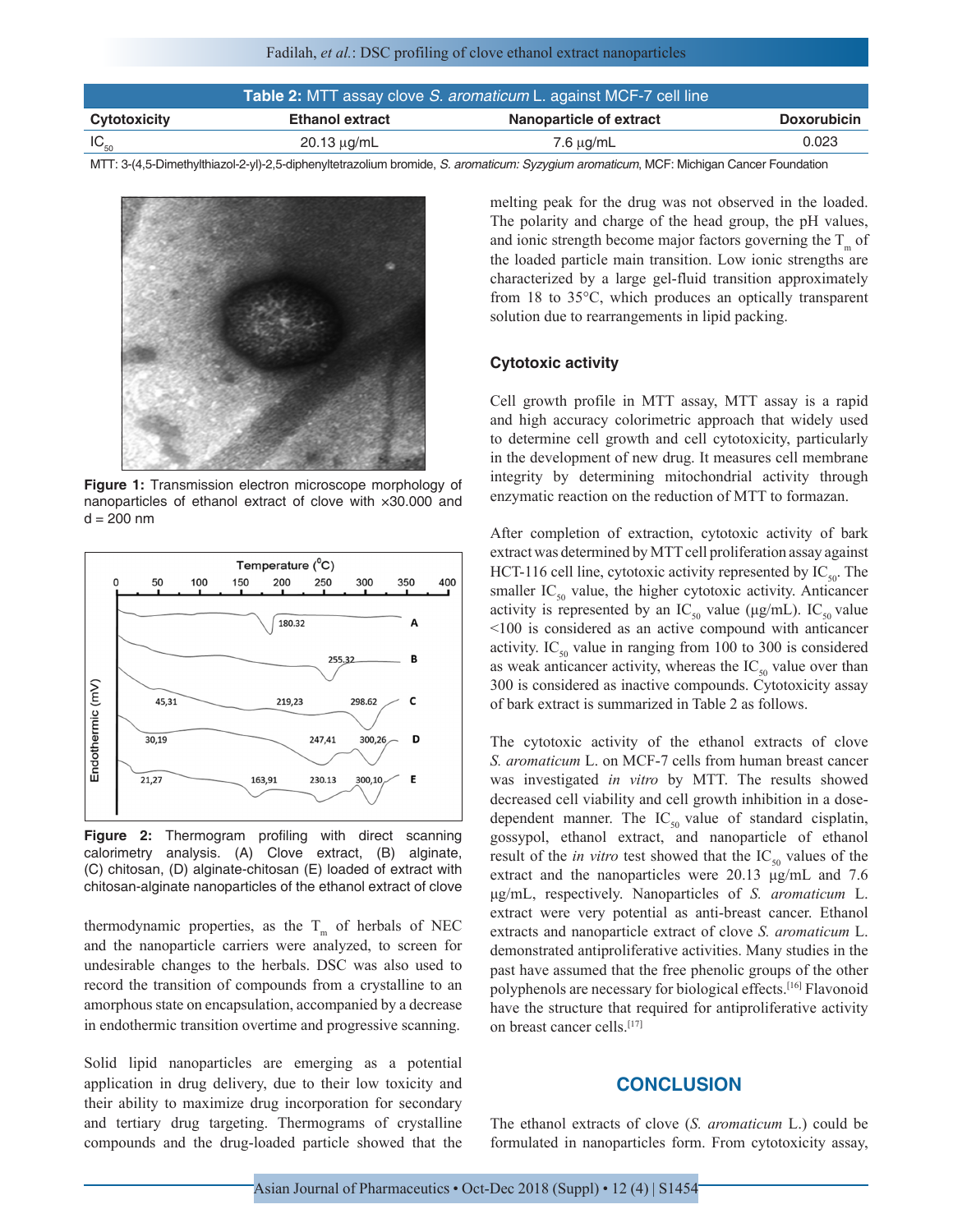**Table 2:** MTT assay clove *S. aromaticum* L. against MCF-7 cell line

| Cytotoxicity | Ethanol extract | Nanoparticle of extract | Doxorubicin |
|---|---|---|---|
| $IC_{50}$ | 20.13 μg/mL | 7.6 μg/mL | 0.023 |

MTT: 3-(4,5-Dimethylthiazol-2-yl)-2,5-diphenyltetrazolium bromide, *S. aromaticum: Syzygium aromaticum*, MCF: Michigan Cancer Foundation

**Figure 1:** Transmission electron microscope morphology of nanoparticles of ethanol extract of clove with ×30.000 and d = 200 nm

**Figure 2:** Thermogram profiling with direct scanning calorimetry analysis. (A) Clove extract, (B) alginate, (C) chitosan, (D) alginate-chitosan (E) loaded of extract with chitosan-alginate nanoparticles of the ethanol extract of clove

thermodynamic properties, as the $T_m$ of herbals of NEC and the nanoparticle carriers were analyzed, to screen for undesirable changes to the herbals. DSC was also used to record the transition of compounds from a crystalline to an amorphous state on encapsulation, accompanied by a decrease in endothermic transition overtime and progressive scanning.

Solid lipid nanoparticles are emerging as a potential application in drug delivery, due to their low toxicity and their ability to maximize drug incorporation for secondary and tertiary drug targeting. Thermograms of crystalline compounds and the drug-loaded particle showed that the melting peak for the drug was not observed in the loaded. The polarity and charge of the head group, the pH values, and ionic strength become major factors governing the $T_m$ of the loaded particle main transition. Low ionic strengths are characterized by a large gel-fluid transition approximately from 18 to 35°C, which produces an optically transparent solution due to rearrangements in lipid packing.

### Cytotoxic activity

Cell growth profile in MTT assay, MTT assay is a rapid and high accuracy colorimetric approach that widely used to determine cell growth and cell cytotoxicity, particularly in the development of new drug. It measures cell membrane integrity by determining mitochondrial activity through enzymatic reaction on the reduction of MTT to formazan.

After completion of extraction, cytotoxic activity of bark extract was determined by MTT cell proliferation assay against HCT-116 cell line, cytotoxic activity represented by $IC_{50}$. The smaller $IC_{50}$ value, the higher cytotoxic activity. Anticancer activity is represented by an $IC_{50}$ value (μg/mL). $IC_{50}$ value <100 is considered as an active compound with anticancer activity. $IC_{50}$ value in ranging from 100 to 300 is considered as weak anticancer activity, whereas the $IC_{50}$ value over than 300 is considered as inactive compounds. Cytotoxicity assay of bark extract is summarized in Table 2 as follows.

The cytotoxic activity of the ethanol extracts of clove *S. aromaticum* L. on MCF-7 cells from human breast cancer was investigated *in vitro* by MTT. The results showed decreased cell viability and cell growth inhibition in a dose-dependent manner. The $IC_{50}$ value of standard cisplatin, gossypol, ethanol extract, and nanoparticle of ethanol result of the *in vitro* test showed that the $IC_{50}$ values of the extract and the nanoparticles were 20.13 μg/mL and 7.6 μg/mL, respectively. Nanoparticles of *S. aromaticum* L. extract were very potential as anti-breast cancer. Ethanol extracts and nanoparticle extract of clove *S. aromaticum* L. demonstrated antiproliferative activities. Many studies in the past have assumed that the free phenolic groups of the other polyphenols are necessary for biological effects.[16] Flavonoid have the structure that required for antiproliferative activity on breast cancer cells.[17]

## CONCLUSION

The ethanol extracts of clove (*S. aromaticum* L.) could be formulated in nanoparticles form. From cytotoxicity assay,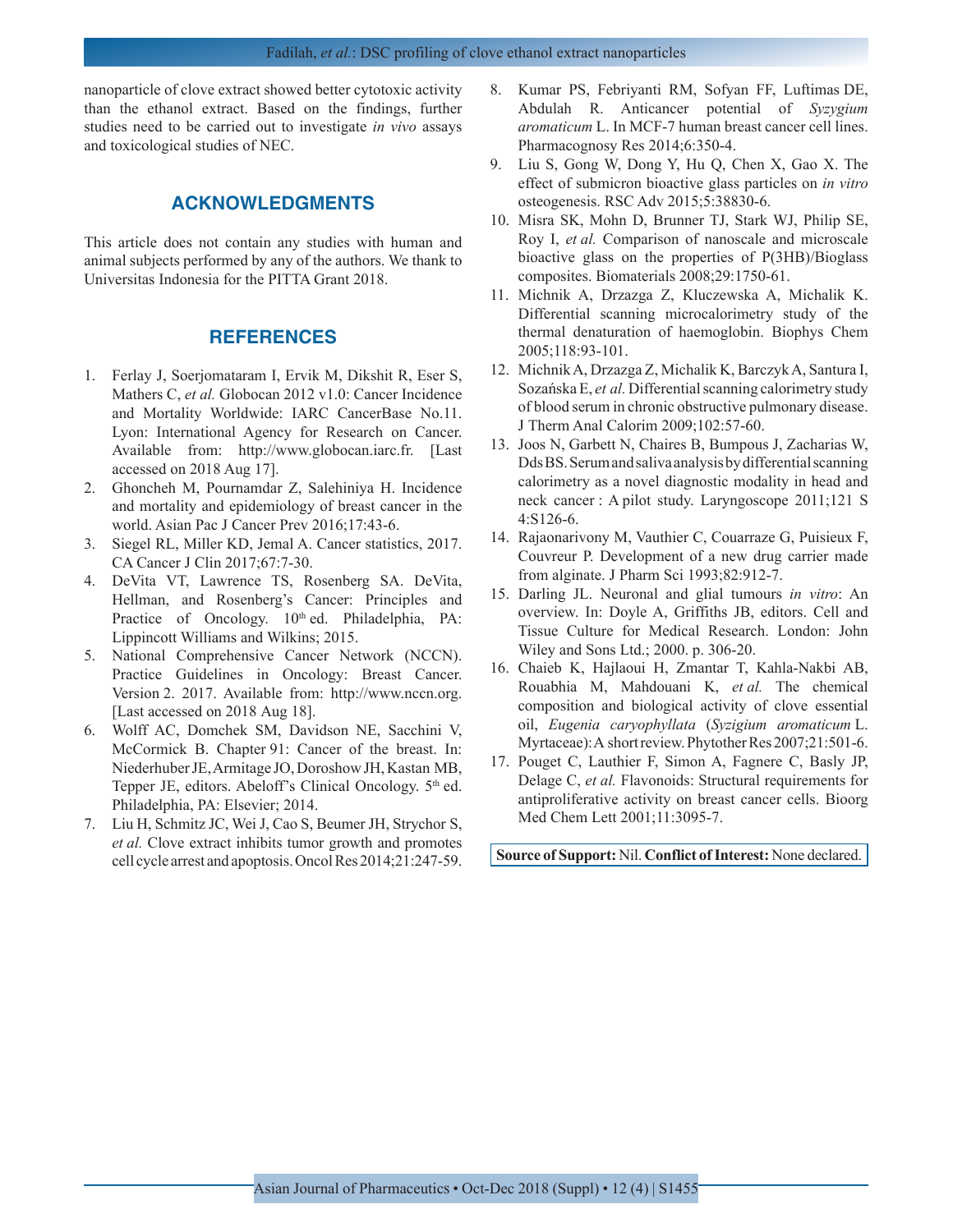nanoparticle of clove extract showed better cytotoxic activity than the ethanol extract. Based on the findings, further studies need to be carried out to investigate *in vivo* assays and toxicological studies of NEC.

## ACKNOWLEDGMENTS

This article does not contain any studies with human and animal subjects performed by any of the authors. We thank to Universitas Indonesia for the PITTA Grant 2018.

## REFERENCES

1. Ferlay J, Soerjomataram I, Ervik M, Dikshit R, Eser S, Mathers C, *et al.* Globocan 2012 v1.0: Cancer Incidence and Mortality Worldwide: IARC CancerBase No.11. Lyon: International Agency for Research on Cancer. Available from: http://www.globocan.iarc.fr. [Last accessed on 2018 Aug 17].
2. Ghoncheh M, Pournamdar Z, Salehiniya H. Incidence and mortality and epidemiology of breast cancer in the world. Asian Pac J Cancer Prev 2016;17:43-6.
3. Siegel RL, Miller KD, Jemal A. Cancer statistics, 2017. CA Cancer J Clin 2017;67:7-30.
4. DeVita VT, Lawrence TS, Rosenberg SA. DeVita, Hellman, and Rosenberg's Cancer: Principles and Practice of Oncology. 10th ed. Philadelphia, PA: Lippincott Williams and Wilkins; 2015.
5. National Comprehensive Cancer Network (NCCN). Practice Guidelines in Oncology: Breast Cancer. Version 2. 2017. Available from: http://www.nccn.org. [Last accessed on 2018 Aug 18].
6. Wolff AC, Domchek SM, Davidson NE, Sacchini V, McCormick B. Chapter 91: Cancer of the breast. In: Niederhuber JE, Armitage JO, Doroshow JH, Kastan MB, Tepper JE, editors. Abeloff's Clinical Oncology. 5th ed. Philadelphia, PA: Elsevier; 2014.
7. Liu H, Schmitz JC, Wei J, Cao S, Beumer JH, Strychor S, *et al.* Clove extract inhibits tumor growth and promotes cell cycle arrest and apoptosis. Oncol Res 2014;21:247-59.
8. Kumar PS, Febriyanti RM, Sofyan FF, Luftimas DE, Abdulah R. Anticancer potential of *Syzygium aromaticum* L. In MCF-7 human breast cancer cell lines. Pharmacognosy Res 2014;6:350-4.
9. Liu S, Gong W, Dong Y, Hu Q, Chen X, Gao X. The effect of submicron bioactive glass particles on *in vitro* osteogenesis. RSC Adv 2015;5:38830-6.
10. Misra SK, Mohn D, Brunner TJ, Stark WJ, Philip SE, Roy I, *et al.* Comparison of nanoscale and microscale bioactive glass on the properties of P(3HB)/Bioglass composites. Biomaterials 2008;29:1750-61.
11. Michnik A, Drzazga Z, Kluczewska A, Michalik K. Differential scanning microcalorimetry study of the thermal denaturation of haemoglobin. Biophys Chem 2005;118:93-101.
12. Michnik A, Drzazga Z, Michalik K, Barczyk A, Santura I, Sozańska E, *et al.* Differential scanning calorimetry study of blood serum in chronic obstructive pulmonary disease. J Therm Anal Calorim 2009;102:57-60.
13. Joos N, Garbett N, Chaires B, Bumpous J, Zacharias W, Dds BS. Serum and saliva analysis by differential scanning calorimetry as a novel diagnostic modality in head and neck cancer : A pilot study. Laryngoscope 2011;121 S 4:S126-6.
14. Rajaonarivony M, Vauthier C, Couarraze G, Puisieux F, Couvreur P. Development of a new drug carrier made from alginate. J Pharm Sci 1993;82:912-7.
15. Darling JL. Neuronal and glial tumours *in vitro*: An overview. In: Doyle A, Griffiths JB, editors. Cell and Tissue Culture for Medical Research. London: John Wiley and Sons Ltd.; 2000. p. 306-20.
16. Chaieb K, Hajlaoui H, Zmantar T, Kahla-Nakbi AB, Rouabhia M, Mahdouani K, *et al.* The chemical composition and biological activity of clove essential oil, *Eugenia caryophyllata* (*Syzigium aromaticum* L. Myrtaceae): A short review. Phytother Res 2007;21:501-6.
17. Pouget C, Lauthier F, Simon A, Fagnere C, Basly JP, Delage C, *et al.* Flavonoids: Structural requirements for antiproliferative activity on breast cancer cells. Bioorg Med Chem Lett 2001;11:3095-7.

**Source of Support:** Nil. **Conflict of Interest:** None declared.